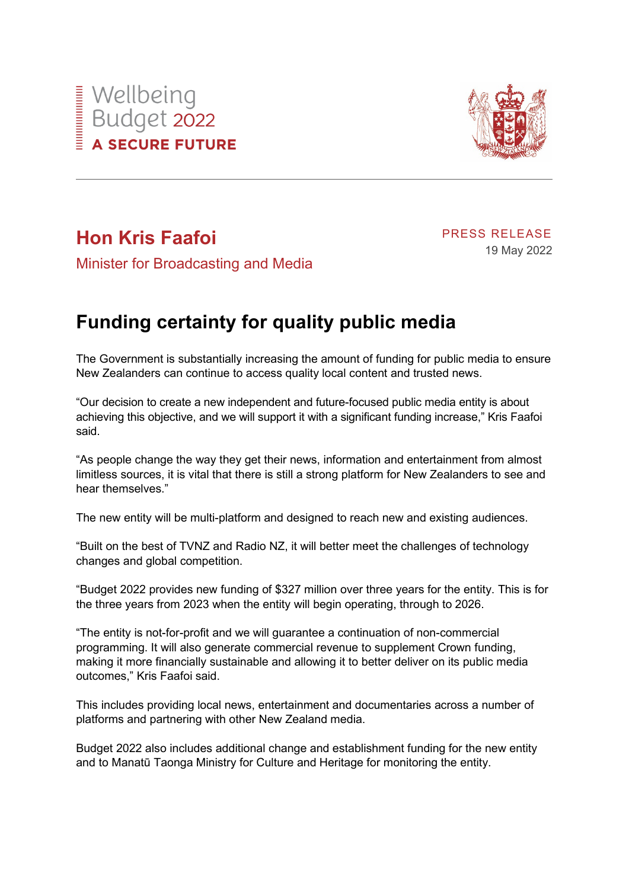Wellbeing Budget 2022

**A SECURE FUTURE**

## Hon Kris Faafoi

Minister for Broadcasting and Media

PRESS RELEASE

19 May 2022

# Funding certainty for quality public media

The Government is substantially increasing the amount of funding for public media to ensure New Zealanders can continue to access quality local content and trusted news.

"Our decision to create a new independent and future-focused public media entity is about achieving this objective, and we will support it with a significant funding increase," Kris Faafoi said.

"As people change the way they get their news, information and entertainment from almost limitless sources, it is vital that there is still a strong platform for New Zealanders to see and hear themselves."

The new entity will be multi-platform and designed to reach new and existing audiences.

"Built on the best of TVNZ and Radio NZ, it will better meet the challenges of technology changes and global competition.

"Budget 2022 provides new funding of $327 million over three years for the entity. This is for the three years from 2023 when the entity will begin operating, through to 2026.

"The entity is not-for-profit and we will guarantee a continuation of non-commercial programming. It will also generate commercial revenue to supplement Crown funding, making it more financially sustainable and allowing it to better deliver on its public media outcomes," Kris Faafoi said.

This includes providing local news, entertainment and documentaries across a number of platforms and partnering with other New Zealand media.

Budget 2022 also includes additional change and establishment funding for the new entity and to Manatū Taonga Ministry for Culture and Heritage for monitoring the entity.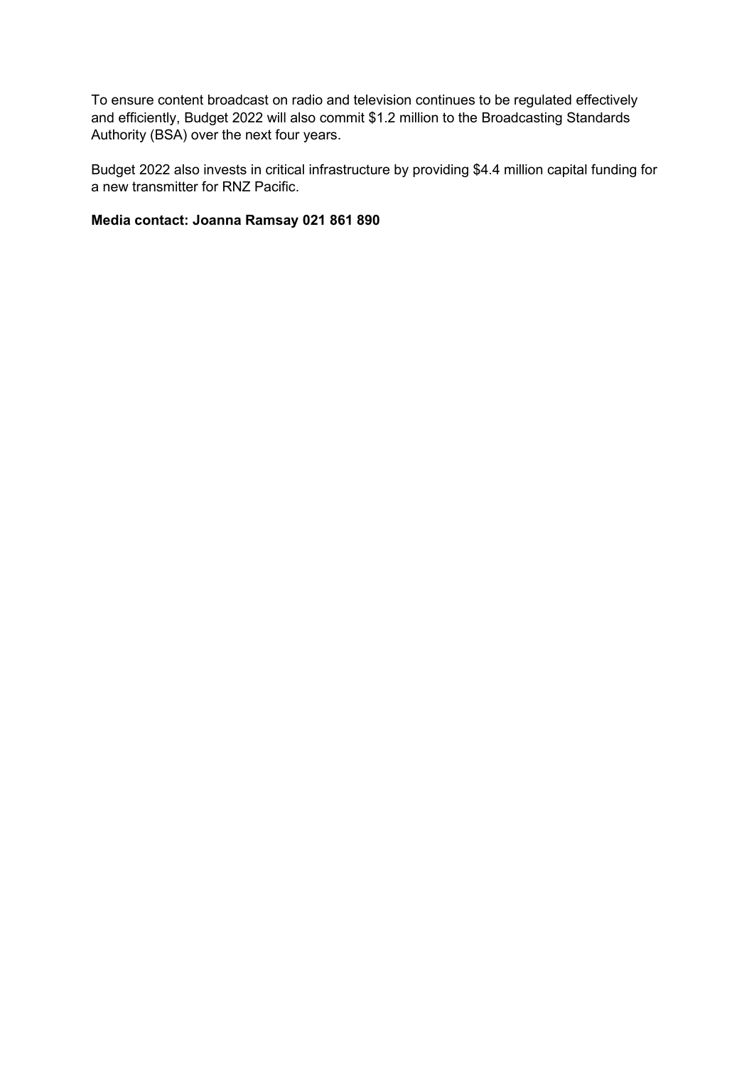To ensure content broadcast on radio and television continues to be regulated effectively and efficiently, Budget 2022 will also commit $1.2 million to the Broadcasting Standards Authority (BSA) over the next four years.

Budget 2022 also invests in critical infrastructure by providing $4.4 million capital funding for a new transmitter for RNZ Pacific.

**Media contact: Joanna Ramsay 021 861 890**